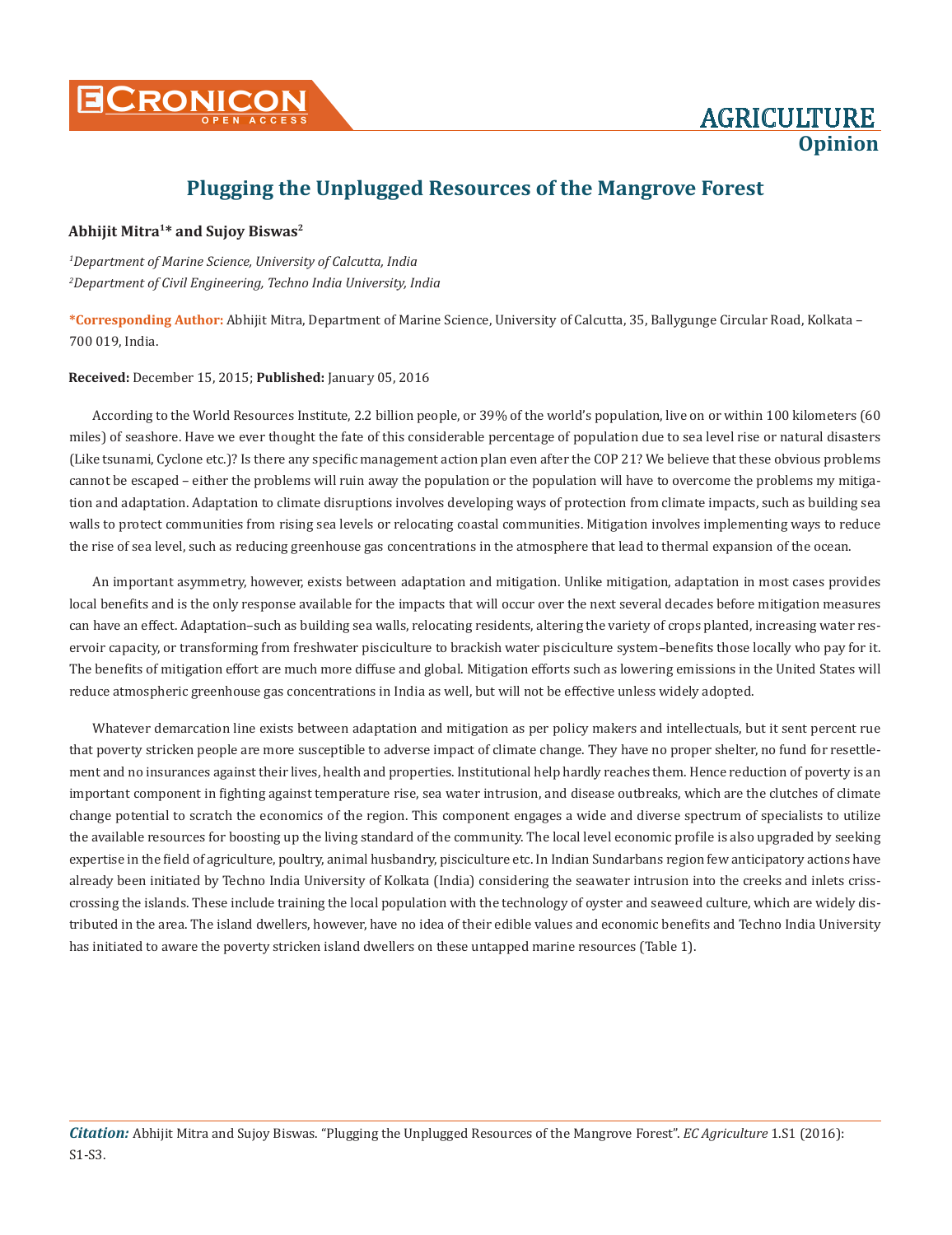# Plugging the Unplugged Resources of the Mangrove Forest

**Abhijit Mitra[1]* and Sujoy Biswas[2]**

*[1]Department of Marine Science, University of Calcutta, India*
*[2]Department of Civil Engineering, Techno India University, India*

**\*Corresponding Author:** Abhijit Mitra, Department of Marine Science, University of Calcutta, 35, Ballygunge Circular Road, Kolkata – 700 019, India.

**Received:** December 15, 2015; **Published:** January 05, 2016

According to the World Resources Institute, 2.2 billion people, or 39% of the world's population, live on or within 100 kilometers (60 miles) of seashore. Have we ever thought the fate of this considerable percentage of population due to sea level rise or natural disasters (Like tsunami, Cyclone etc.)? Is there any specific management action plan even after the COP 21? We believe that these obvious problems cannot be escaped – either the problems will ruin away the population or the population will have to overcome the problems my mitigation and adaptation. Adaptation to climate disruptions involves developing ways of protection from climate impacts, such as building sea walls to protect communities from rising sea levels or relocating coastal communities. Mitigation involves implementing ways to reduce the rise of sea level, such as reducing greenhouse gas concentrations in the atmosphere that lead to thermal expansion of the ocean.

An important asymmetry, however, exists between adaptation and mitigation. Unlike mitigation, adaptation in most cases provides local benefits and is the only response available for the impacts that will occur over the next several decades before mitigation measures can have an effect. Adaptation–such as building sea walls, relocating residents, altering the variety of crops planted, increasing water reservoir capacity, or transforming from freshwater pisciculture to brackish water pisciculture system–benefits those locally who pay for it. The benefits of mitigation effort are much more diffuse and global. Mitigation efforts such as lowering emissions in the United States will reduce atmospheric greenhouse gas concentrations in India as well, but will not be effective unless widely adopted.

Whatever demarcation line exists between adaptation and mitigation as per policy makers and intellectuals, but it sent percent rue that poverty stricken people are more susceptible to adverse impact of climate change. They have no proper shelter, no fund for resettlement and no insurances against their lives, health and properties. Institutional help hardly reaches them. Hence reduction of poverty is an important component in fighting against temperature rise, sea water intrusion, and disease outbreaks, which are the clutches of climate change potential to scratch the economics of the region. This component engages a wide and diverse spectrum of specialists to utilize the available resources for boosting up the living standard of the community. The local level economic profile is also upgraded by seeking expertise in the field of agriculture, poultry, animal husbandry, pisciculture etc. In Indian Sundarbans region few anticipatory actions have already been initiated by Techno India University of Kolkata (India) considering the seawater intrusion into the creeks and inlets criss-crossing the islands. These include training the local population with the technology of oyster and seaweed culture, which are widely distributed in the area. The island dwellers, however, have no idea of their edible values and economic benefits and Techno India University has initiated to aware the poverty stricken island dwellers on these untapped marine resources (Table 1).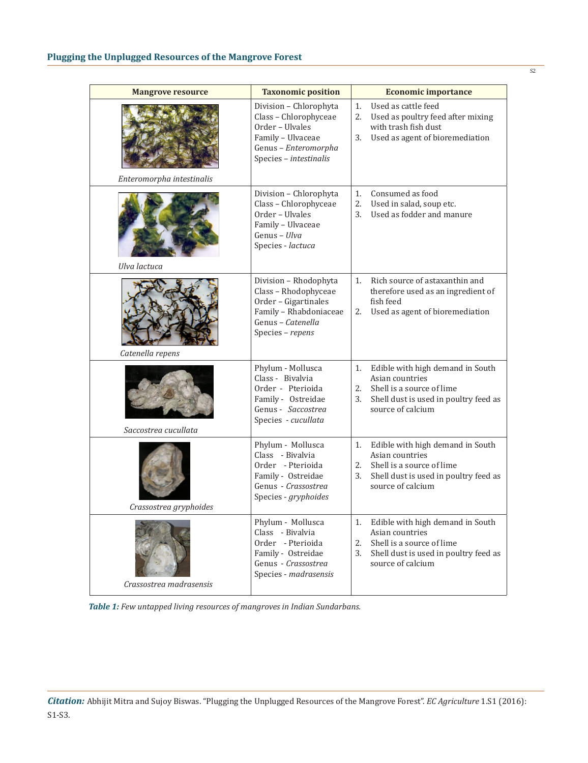| Mangrove resource | Taxonomic position | Economic importance |
|---|---|---|
| *Enteromorpha intestinalis* | Division – Chlorophyta<br>Class – Chlorophyceae<br>Order – Ulvales<br>Family – Ulvaceae<br>Genus – *Enteromorpha*<br>Species – *intestinalis* | 1. Used as cattle feed<br>2. Used as poultry feed after mixing with trash fish dust<br>3. Used as agent of bioremediation |
| *Ulva lactuca* | Division – Chlorophyta<br>Class – Chlorophyceae<br>Order – Ulvales<br>Family – Ulvaceae<br>Genus – *Ulva*<br>Species - *lactuca* | 1. Consumed as food<br>2. Used in salad, soup etc.<br>3. Used as fodder and manure |
| *Catenella repens* | Division – Rhodophyta<br>Class – Rhodophyceae<br>Order – Gigartinales<br>Family – Rhabdoniaceae<br>Genus – *Catenella*<br>Species – *repens* | 1. Rich source of astaxanthin and therefore used as an ingredient of fish feed<br>2. Used as agent of bioremediation |
| *Saccostrea cucullata* | Phylum - Mollusca<br>Class - Bivalvia<br>Order - Pterioida<br>Family - Ostreidae<br>Genus - *Saccostrea*<br>Species - *cucullata* | 1. Edible with high demand in South Asian countries<br>2. Shell is a source of lime<br>3. Shell dust is used in poultry feed as source of calcium |
| *Crassostrea gryphoides* | Phylum - Mollusca<br>Class - Bivalvia<br>Order - Pterioida<br>Family - Ostreidae<br>Genus - *Crassostrea*<br>Species - *gryphoides* | 1. Edible with high demand in South Asian countries<br>2. Shell is a source of lime<br>3. Shell dust is used in poultry feed as source of calcium |
| *Crassostrea madrasensis* | Phylum - Mollusca<br>Class - Bivalvia<br>Order - Pterioida<br>Family - Ostreidae<br>Genus - *Crassostrea*<br>Species - *madrasensis* | 1. Edible with high demand in South Asian countries<br>2. Shell is a source of lime<br>3. Shell dust is used in poultry feed as source of calcium |

***Table 1:*** *Few untapped living resources of mangroves in Indian Sundarbans.*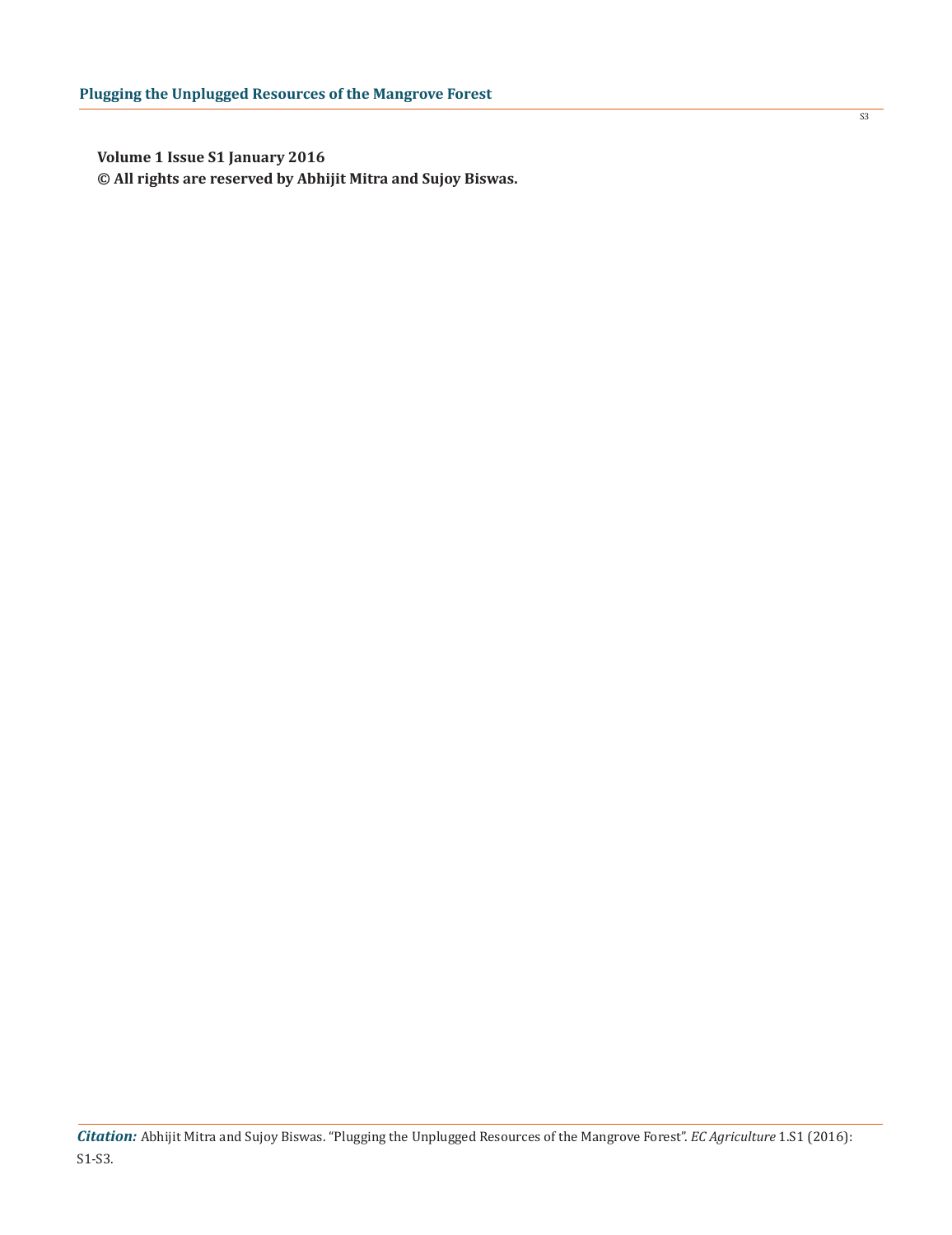**Volume 1 Issue S1 January 2016**
**© All rights are reserved by Abhijit Mitra and Sujoy Biswas.**